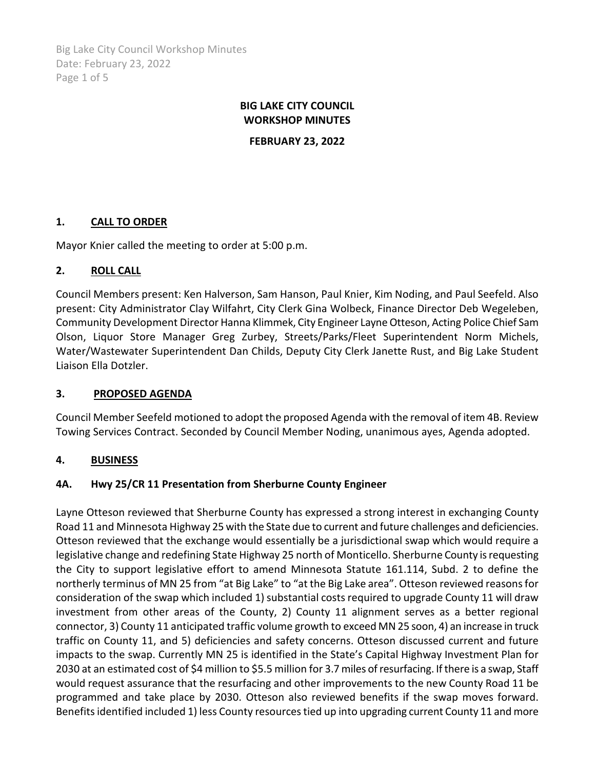# BIG LAKE CITY COUNCIL
# WORKSHOP MINUTES

**FEBRUARY 23, 2022**

## 1. CALL TO ORDER

Mayor Knier called the meeting to order at 5:00 p.m.

## 2. ROLL CALL

Council Members present: Ken Halverson, Sam Hanson, Paul Knier, Kim Noding, and Paul Seefeld. Also present: City Administrator Clay Wilfahrt, City Clerk Gina Wolbeck, Finance Director Deb Wegeleben, Community Development Director Hanna Klimmek, City Engineer Layne Otteson, Acting Police Chief Sam Olson, Liquor Store Manager Greg Zurbey, Streets/Parks/Fleet Superintendent Norm Michels, Water/Wastewater Superintendent Dan Childs, Deputy City Clerk Janette Rust, and Big Lake Student Liaison Ella Dotzler.

## 3. PROPOSED AGENDA

Council Member Seefeld motioned to adopt the proposed Agenda with the removal of item 4B. Review Towing Services Contract. Seconded by Council Member Noding, unanimous ayes, Agenda adopted.

## 4. BUSINESS

### 4A. Hwy 25/CR 11 Presentation from Sherburne County Engineer

Layne Otteson reviewed that Sherburne County has expressed a strong interest in exchanging County Road 11 and Minnesota Highway 25 with the State due to current and future challenges and deficiencies. Otteson reviewed that the exchange would essentially be a jurisdictional swap which would require a legislative change and redefining State Highway 25 north of Monticello. Sherburne County is requesting the City to support legislative effort to amend Minnesota Statute 161.114, Subd. 2 to define the northerly terminus of MN 25 from "at Big Lake" to "at the Big Lake area". Otteson reviewed reasons for consideration of the swap which included 1) substantial costs required to upgrade County 11 will draw investment from other areas of the County, 2) County 11 alignment serves as a better regional connector, 3) County 11 anticipated traffic volume growth to exceed MN 25 soon, 4) an increase in truck traffic on County 11, and 5) deficiencies and safety concerns. Otteson discussed current and future impacts to the swap. Currently MN 25 is identified in the State's Capital Highway Investment Plan for 2030 at an estimated cost of $4 million to $5.5 million for 3.7 miles of resurfacing. If there is a swap, Staff would request assurance that the resurfacing and other improvements to the new County Road 11 be programmed and take place by 2030. Otteson also reviewed benefits if the swap moves forward. Benefits identified included 1) less County resources tied up into upgrading current County 11 and more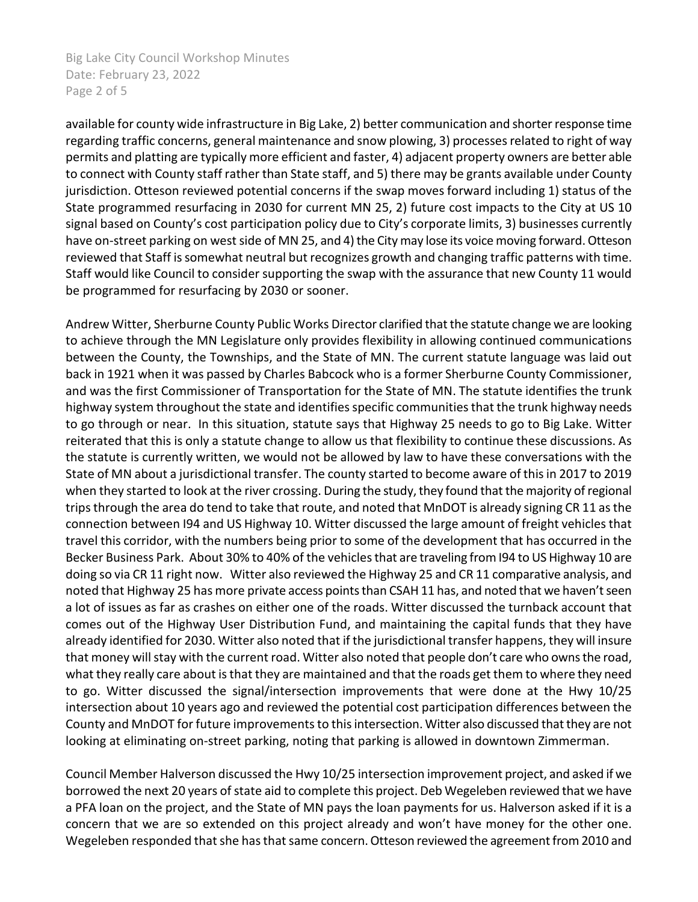available for county wide infrastructure in Big Lake, 2) better communication and shorter response time regarding traffic concerns, general maintenance and snow plowing, 3) processes related to right of way permits and platting are typically more efficient and faster, 4) adjacent property owners are better able to connect with County staff rather than State staff, and 5) there may be grants available under County jurisdiction. Otteson reviewed potential concerns if the swap moves forward including 1) status of the State programmed resurfacing in 2030 for current MN 25, 2) future cost impacts to the City at US 10 signal based on County's cost participation policy due to City's corporate limits, 3) businesses currently have on-street parking on west side of MN 25, and 4) the City may lose its voice moving forward. Otteson reviewed that Staff is somewhat neutral but recognizes growth and changing traffic patterns with time. Staff would like Council to consider supporting the swap with the assurance that new County 11 would be programmed for resurfacing by 2030 or sooner.

Andrew Witter, Sherburne County Public Works Director clarified that the statute change we are looking to achieve through the MN Legislature only provides flexibility in allowing continued communications between the County, the Townships, and the State of MN. The current statute language was laid out back in 1921 when it was passed by Charles Babcock who is a former Sherburne County Commissioner, and was the first Commissioner of Transportation for the State of MN. The statute identifies the trunk highway system throughout the state and identifies specific communities that the trunk highway needs to go through or near. In this situation, statute says that Highway 25 needs to go to Big Lake. Witter reiterated that this is only a statute change to allow us that flexibility to continue these discussions. As the statute is currently written, we would not be allowed by law to have these conversations with the State of MN about a jurisdictional transfer. The county started to become aware of this in 2017 to 2019 when they started to look at the river crossing. During the study, they found that the majority of regional trips through the area do tend to take that route, and noted that MnDOT is already signing CR 11 as the connection between I94 and US Highway 10. Witter discussed the large amount of freight vehicles that travel this corridor, with the numbers being prior to some of the development that has occurred in the Becker Business Park. About 30% to 40% of the vehicles that are traveling from I94 to US Highway 10 are doing so via CR 11 right now. Witter also reviewed the Highway 25 and CR 11 comparative analysis, and noted that Highway 25 has more private access points than CSAH 11 has, and noted that we haven't seen a lot of issues as far as crashes on either one of the roads. Witter discussed the turnback account that comes out of the Highway User Distribution Fund, and maintaining the capital funds that they have already identified for 2030. Witter also noted that if the jurisdictional transfer happens, they will insure that money will stay with the current road. Witter also noted that people don't care who owns the road, what they really care about is that they are maintained and that the roads get them to where they need to go. Witter discussed the signal/intersection improvements that were done at the Hwy 10/25 intersection about 10 years ago and reviewed the potential cost participation differences between the County and MnDOT for future improvements to this intersection. Witter also discussed that they are not looking at eliminating on-street parking, noting that parking is allowed in downtown Zimmerman.

Council Member Halverson discussed the Hwy 10/25 intersection improvement project, and asked if we borrowed the next 20 years of state aid to complete this project. Deb Wegeleben reviewed that we have a PFA loan on the project, and the State of MN pays the loan payments for us. Halverson asked if it is a concern that we are so extended on this project already and won't have money for the other one. Wegeleben responded that she has that same concern. Otteson reviewed the agreement from 2010 and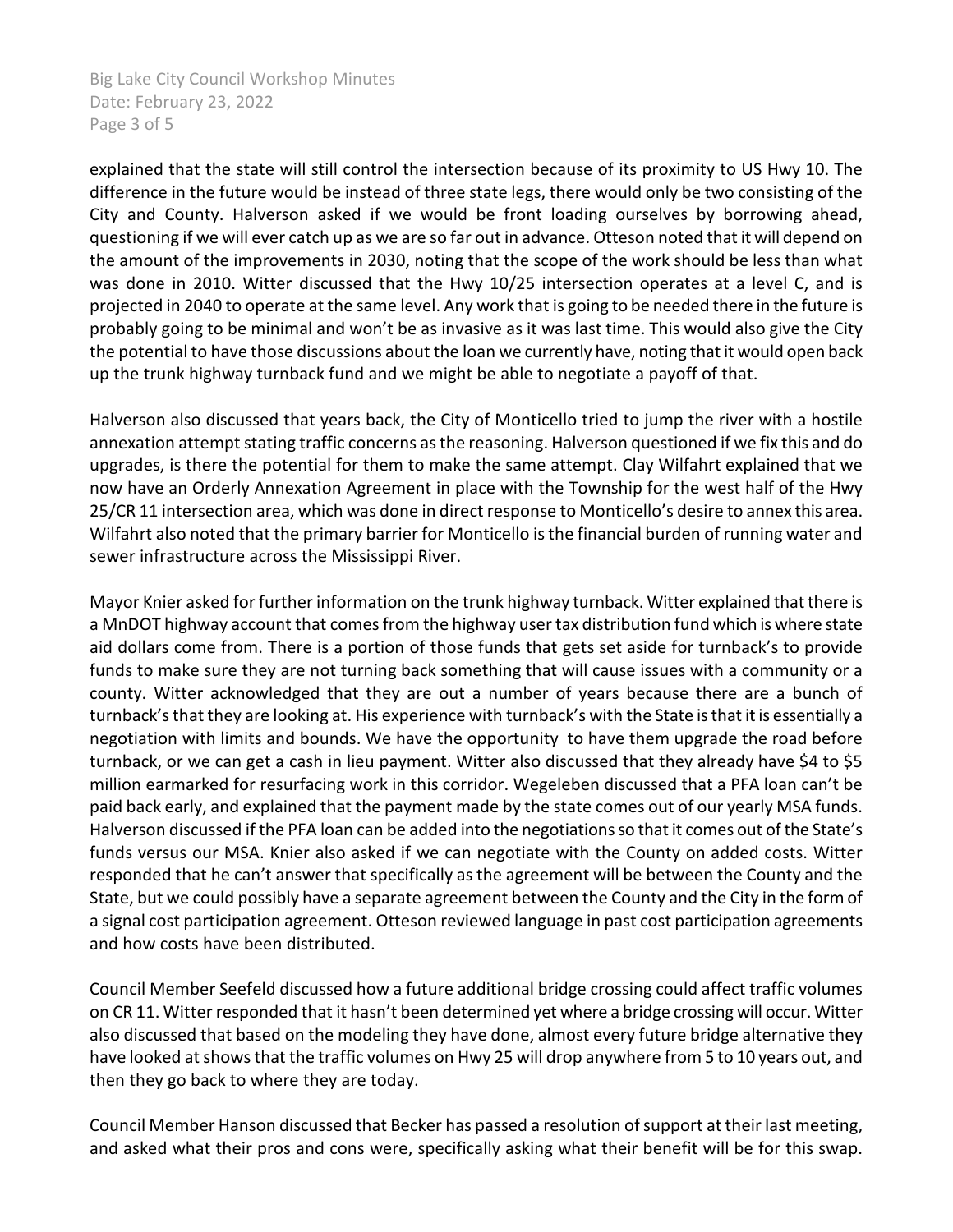explained that the state will still control the intersection because of its proximity to US Hwy 10. The difference in the future would be instead of three state legs, there would only be two consisting of the City and County. Halverson asked if we would be front loading ourselves by borrowing ahead, questioning if we will ever catch up as we are so far out in advance. Otteson noted that it will depend on the amount of the improvements in 2030, noting that the scope of the work should be less than what was done in 2010. Witter discussed that the Hwy 10/25 intersection operates at a level C, and is projected in 2040 to operate at the same level. Any work that is going to be needed there in the future is probably going to be minimal and won't be as invasive as it was last time. This would also give the City the potential to have those discussions about the loan we currently have, noting that it would open back up the trunk highway turnback fund and we might be able to negotiate a payoff of that.

Halverson also discussed that years back, the City of Monticello tried to jump the river with a hostile annexation attempt stating traffic concerns as the reasoning. Halverson questioned if we fix this and do upgrades, is there the potential for them to make the same attempt. Clay Wilfahrt explained that we now have an Orderly Annexation Agreement in place with the Township for the west half of the Hwy 25/CR 11 intersection area, which was done in direct response to Monticello's desire to annex this area. Wilfahrt also noted that the primary barrier for Monticello is the financial burden of running water and sewer infrastructure across the Mississippi River.

Mayor Knier asked for further information on the trunk highway turnback. Witter explained that there is a MnDOT highway account that comes from the highway user tax distribution fund which is where state aid dollars come from. There is a portion of those funds that gets set aside for turnback's to provide funds to make sure they are not turning back something that will cause issues with a community or a county. Witter acknowledged that they are out a number of years because there are a bunch of turnback's that they are looking at. His experience with turnback's with the State is that it is essentially a negotiation with limits and bounds. We have the opportunity  to have them upgrade the road before turnback, or we can get a cash in lieu payment. Witter also discussed that they already have $4 to $5 million earmarked for resurfacing work in this corridor. Wegeleben discussed that a PFA loan can't be paid back early, and explained that the payment made by the state comes out of our yearly MSA funds. Halverson discussed if the PFA loan can be added into the negotiations so that it comes out of the State's funds versus our MSA. Knier also asked if we can negotiate with the County on added costs. Witter responded that he can't answer that specifically as the agreement will be between the County and the State, but we could possibly have a separate agreement between the County and the City in the form of a signal cost participation agreement. Otteson reviewed language in past cost participation agreements and how costs have been distributed.

Council Member Seefeld discussed how a future additional bridge crossing could affect traffic volumes on CR 11. Witter responded that it hasn't been determined yet where a bridge crossing will occur. Witter also discussed that based on the modeling they have done, almost every future bridge alternative they have looked at shows that the traffic volumes on Hwy 25 will drop anywhere from 5 to 10 years out, and then they go back to where they are today.

Council Member Hanson discussed that Becker has passed a resolution of support at their last meeting, and asked what their pros and cons were, specifically asking what their benefit will be for this swap.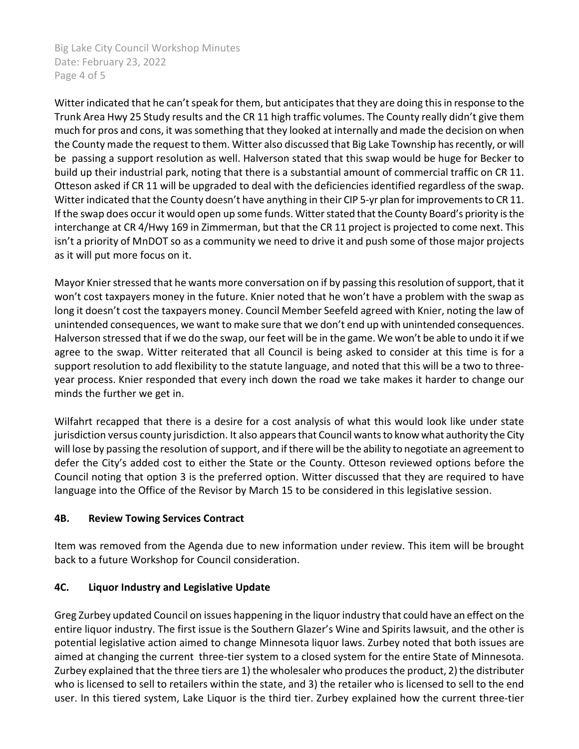Witter indicated that he can't speak for them, but anticipates that they are doing this in response to the Trunk Area Hwy 25 Study results and the CR 11 high traffic volumes. The County really didn't give them much for pros and cons, it was something that they looked at internally and made the decision on when the County made the request to them. Witter also discussed that Big Lake Township has recently, or will be passing a support resolution as well. Halverson stated that this swap would be huge for Becker to build up their industrial park, noting that there is a substantial amount of commercial traffic on CR 11. Otteson asked if CR 11 will be upgraded to deal with the deficiencies identified regardless of the swap. Witter indicated that the County doesn't have anything in their CIP 5-yr plan for improvements to CR 11. If the swap does occur it would open up some funds. Witter stated that the County Board's priority is the interchange at CR 4/Hwy 169 in Zimmerman, but that the CR 11 project is projected to come next. This isn't a priority of MnDOT so as a community we need to drive it and push some of those major projects as it will put more focus on it.

Mayor Knier stressed that he wants more conversation on if by passing this resolution of support, that it won't cost taxpayers money in the future. Knier noted that he won't have a problem with the swap as long it doesn't cost the taxpayers money. Council Member Seefeld agreed with Knier, noting the law of unintended consequences, we want to make sure that we don't end up with unintended consequences. Halverson stressed that if we do the swap, our feet will be in the game. We won't be able to undo it if we agree to the swap. Witter reiterated that all Council is being asked to consider at this time is for a support resolution to add flexibility to the statute language, and noted that this will be a two to three-year process. Knier responded that every inch down the road we take makes it harder to change our minds the further we get in.

Wilfahrt recapped that there is a desire for a cost analysis of what this would look like under state jurisdiction versus county jurisdiction. It also appears that Council wants to know what authority the City will lose by passing the resolution of support, and if there will be the ability to negotiate an agreement to defer the City's added cost to either the State or the County. Otteson reviewed options before the Council noting that option 3 is the preferred option. Witter discussed that they are required to have language into the Office of the Revisor by March 15 to be considered in this legislative session.

## 4B. Review Towing Services Contract

Item was removed from the Agenda due to new information under review. This item will be brought back to a future Workshop for Council consideration.

## 4C. Liquor Industry and Legislative Update

Greg Zurbey updated Council on issues happening in the liquor industry that could have an effect on the entire liquor industry. The first issue is the Southern Glazer's Wine and Spirits lawsuit, and the other is potential legislative action aimed to change Minnesota liquor laws. Zurbey noted that both issues are aimed at changing the current three-tier system to a closed system for the entire State of Minnesota. Zurbey explained that the three tiers are 1) the wholesaler who produces the product, 2) the distributer who is licensed to sell to retailers within the state, and 3) the retailer who is licensed to sell to the end user. In this tiered system, Lake Liquor is the third tier. Zurbey explained how the current three-tier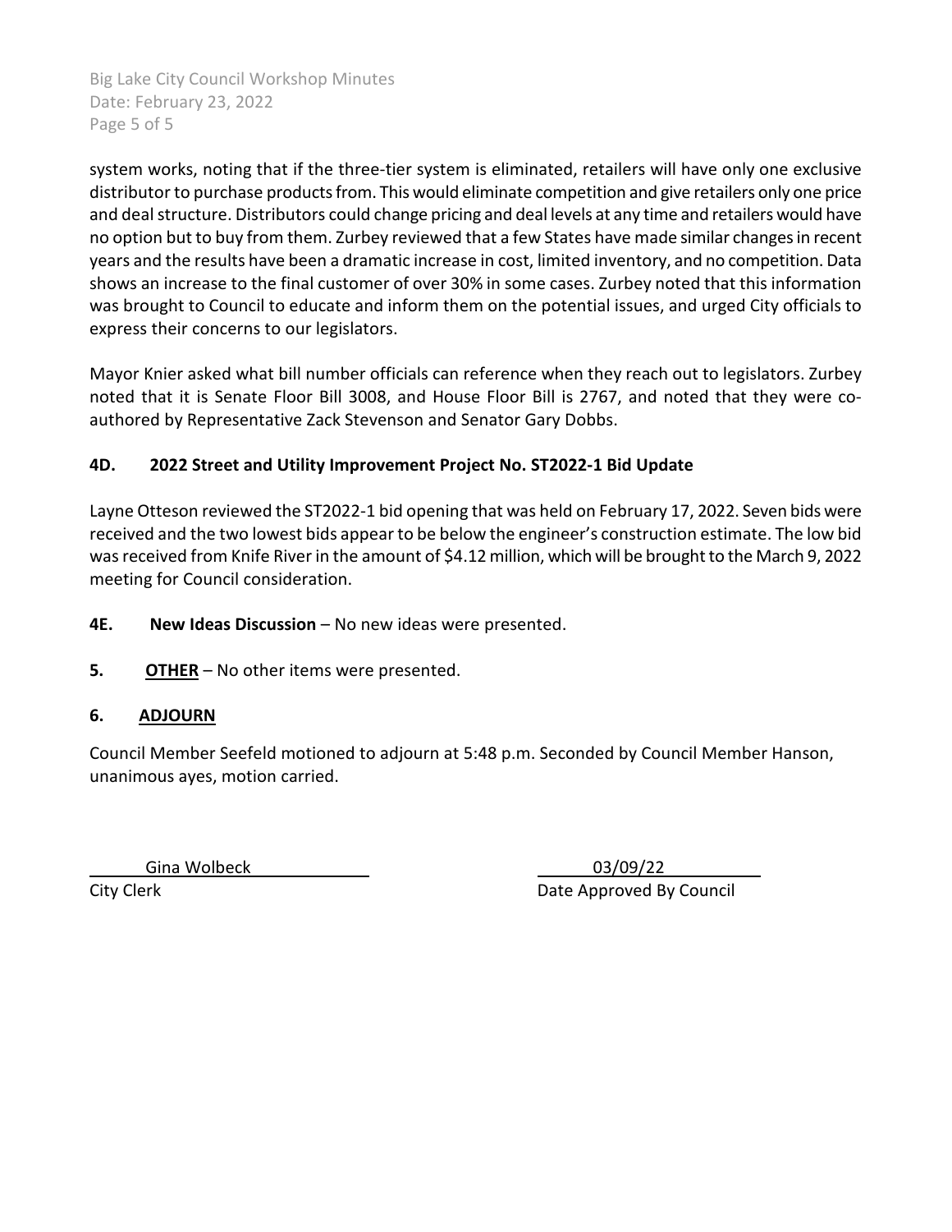system works, noting that if the three-tier system is eliminated, retailers will have only one exclusive distributor to purchase products from. This would eliminate competition and give retailers only one price and deal structure. Distributors could change pricing and deal levels at any time and retailers would have no option but to buy from them. Zurbey reviewed that a few States have made similar changes in recent years and the results have been a dramatic increase in cost, limited inventory, and no competition. Data shows an increase to the final customer of over 30% in some cases. Zurbey noted that this information was brought to Council to educate and inform them on the potential issues, and urged City officials to express their concerns to our legislators.

Mayor Knier asked what bill number officials can reference when they reach out to legislators. Zurbey noted that it is Senate Floor Bill 3008, and House Floor Bill is 2767, and noted that they were co-authored by Representative Zack Stevenson and Senator Gary Dobbs.

**4D. 2022 Street and Utility Improvement Project No. ST2022-1 Bid Update**

Layne Otteson reviewed the ST2022-1 bid opening that was held on February 17, 2022. Seven bids were received and the two lowest bids appear to be below the engineer's construction estimate. The low bid was received from Knife River in the amount of $4.12 million, which will be brought to the March 9, 2022 meeting for Council consideration.

**4E. New Ideas Discussion** – No new ideas were presented.

**5. <u>OTHER</u>** – No other items were presented.

**6. <u>ADJOURN</u>**

Council Member Seefeld motioned to adjourn at 5:48 p.m. Seconded by Council Member Hanson, unanimous ayes, motion carried.

Gina Wolbeck
City Clerk

03/09/22
Date Approved By Council